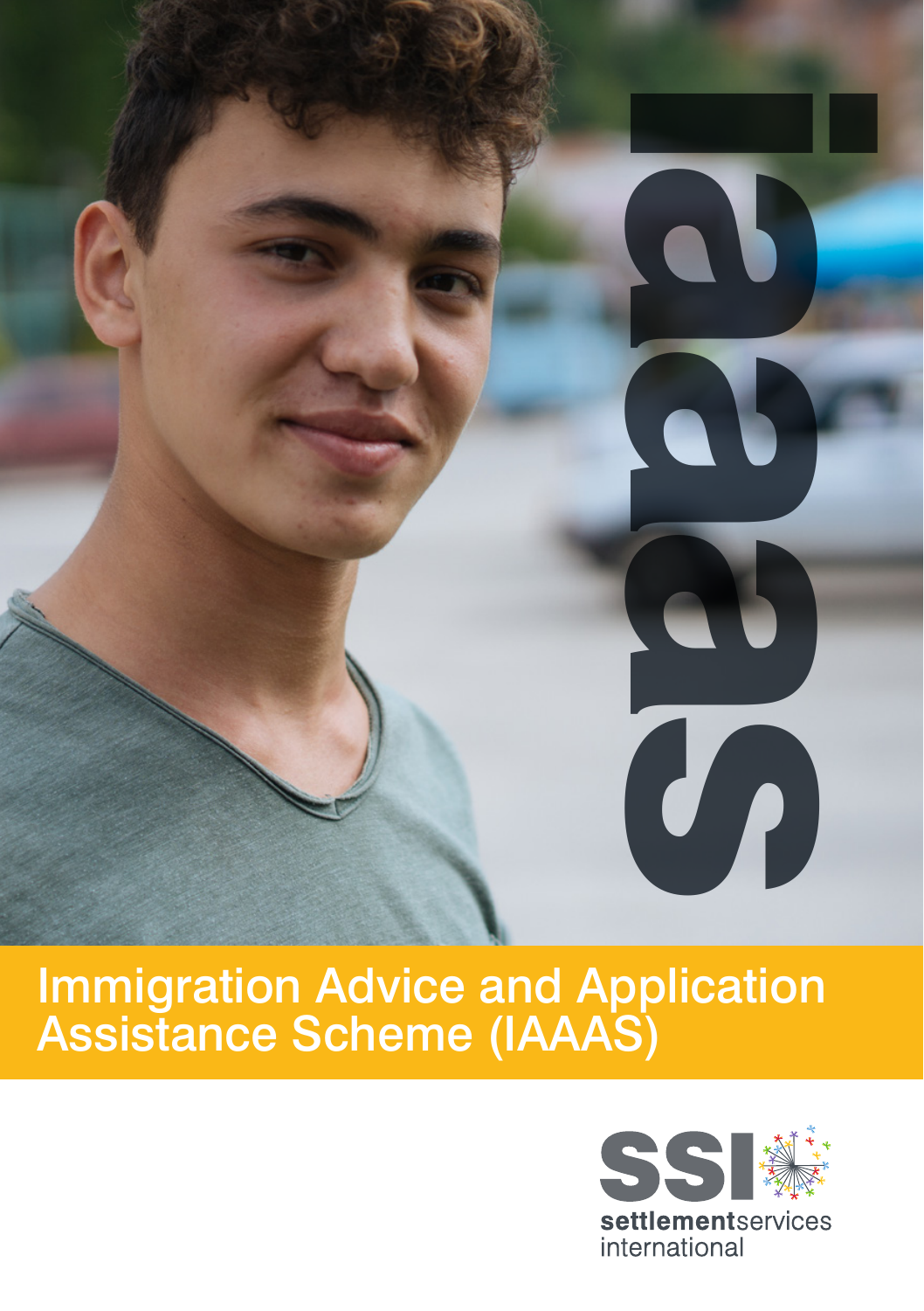iaaas

# Immigration Advice and Application Assistance Scheme (IAAAS)

SSI settlementservices international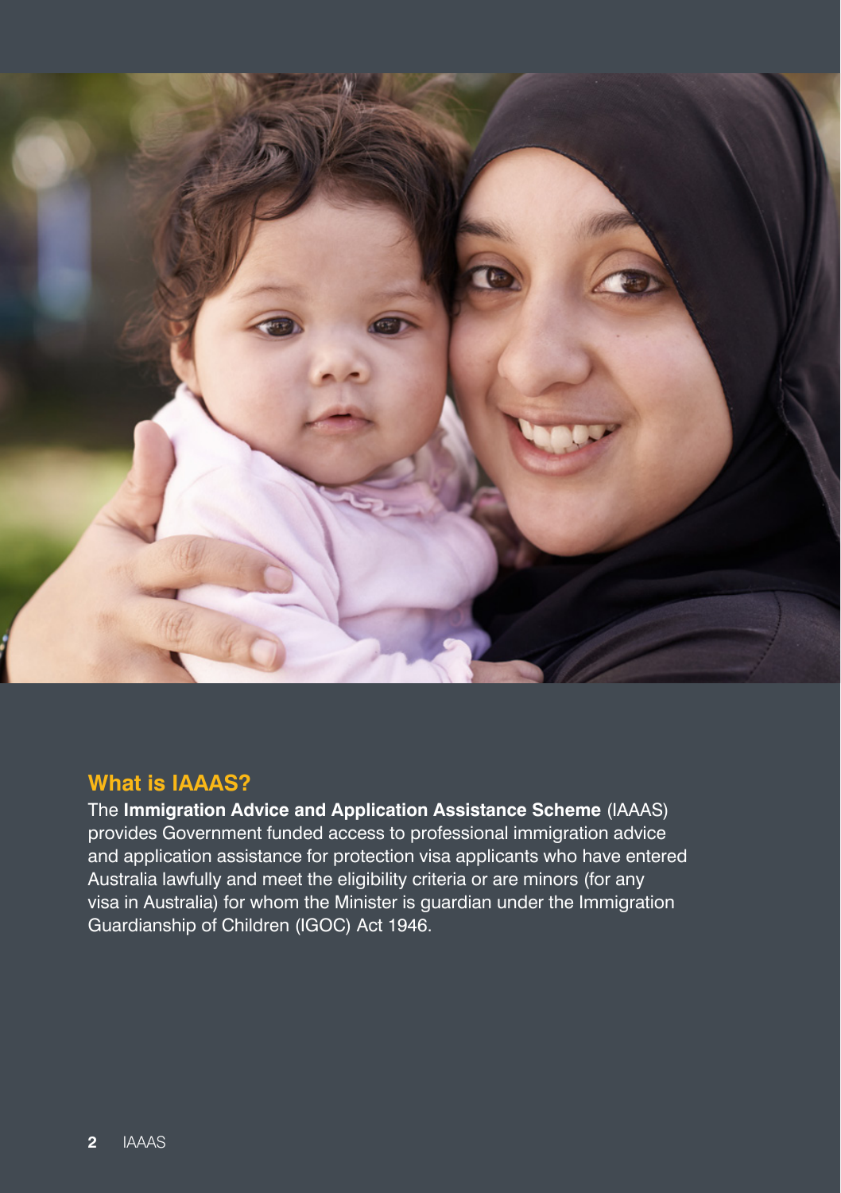## What is IAAAS?

The **Immigration Advice and Application Assistance Scheme** (IAAAS) provides Government funded access to professional immigration advice and application assistance for protection visa applicants who have entered Australia lawfully and meet the eligibility criteria or are minors (for any visa in Australia) for whom the Minister is guardian under the Immigration Guardianship of Children (IGOC) Act 1946.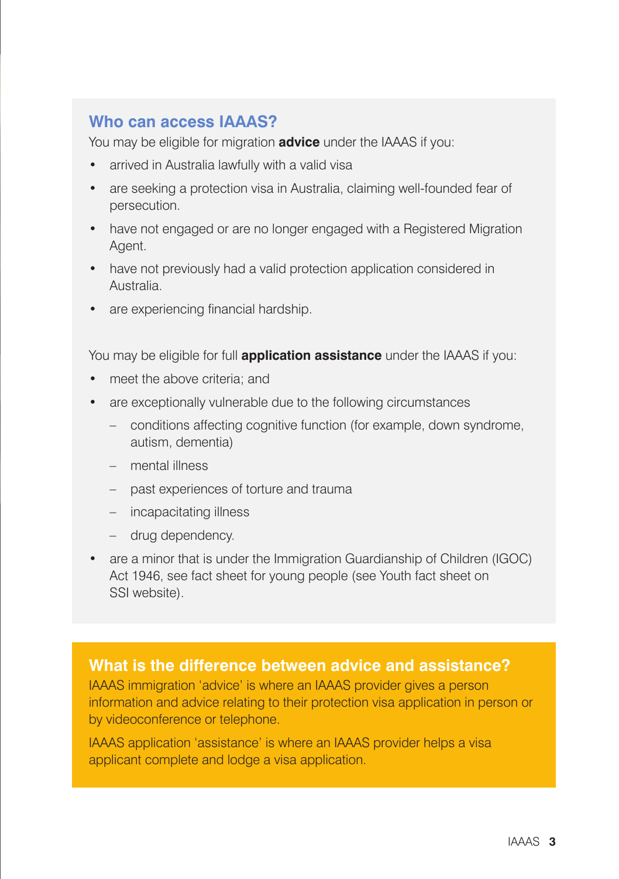## Who can access IAAAS?

You may be eligible for migration **advice** under the IAAAS if you:

- arrived in Australia lawfully with a valid visa
- are seeking a protection visa in Australia, claiming well-founded fear of persecution.
- have not engaged or are no longer engaged with a Registered Migration Agent.
- have not previously had a valid protection application considered in Australia.
- are experiencing financial hardship.

You may be eligible for full **application assistance** under the IAAAS if you:

- meet the above criteria; and
- are exceptionally vulnerable due to the following circumstances
  - conditions affecting cognitive function (for example, down syndrome, autism, dementia)
  - mental illness
  - past experiences of torture and trauma
  - incapacitating illness
  - drug dependency.
- are a minor that is under the Immigration Guardianship of Children (IGOC) Act 1946, see fact sheet for young people (see Youth fact sheet on SSI website).

## What is the difference between advice and assistance?

IAAAS immigration 'advice' is where an IAAAS provider gives a person information and advice relating to their protection visa application in person or by videoconference or telephone.

IAAAS application 'assistance' is where an IAAAS provider helps a visa applicant complete and lodge a visa application.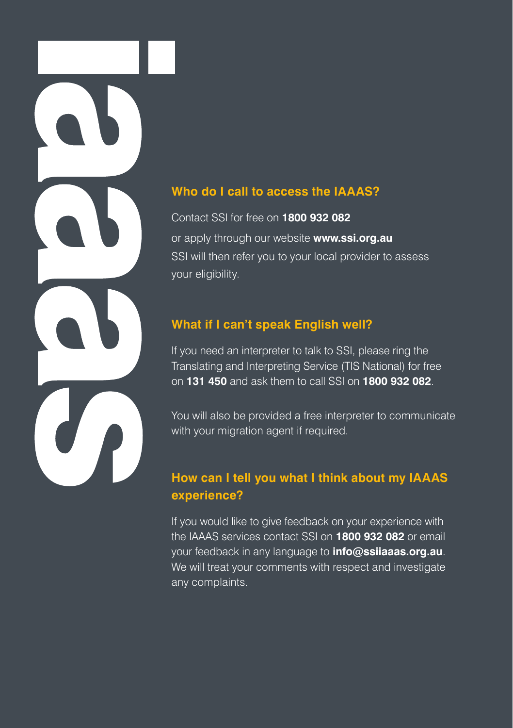iaaas

## Who do I call to access the IAAAS?

Contact SSI for free on **1800 932 082**

or apply through our website **www.ssi.org.au**

SSI will then refer you to your local provider to assess your eligibility.

## What if I can't speak English well?

If you need an interpreter to talk to SSI, please ring the Translating and Interpreting Service (TIS National) for free on **131 450** and ask them to call SSI on **1800 932 082**.

You will also be provided a free interpreter to communicate with your migration agent if required.

## How can I tell you what I think about my IAAAS experience?

If you would like to give feedback on your experience with the IAAAS services contact SSI on **1800 932 082** or email your feedback in any language to **info@ssiiaaas.org.au**. We will treat your comments with respect and investigate any complaints.